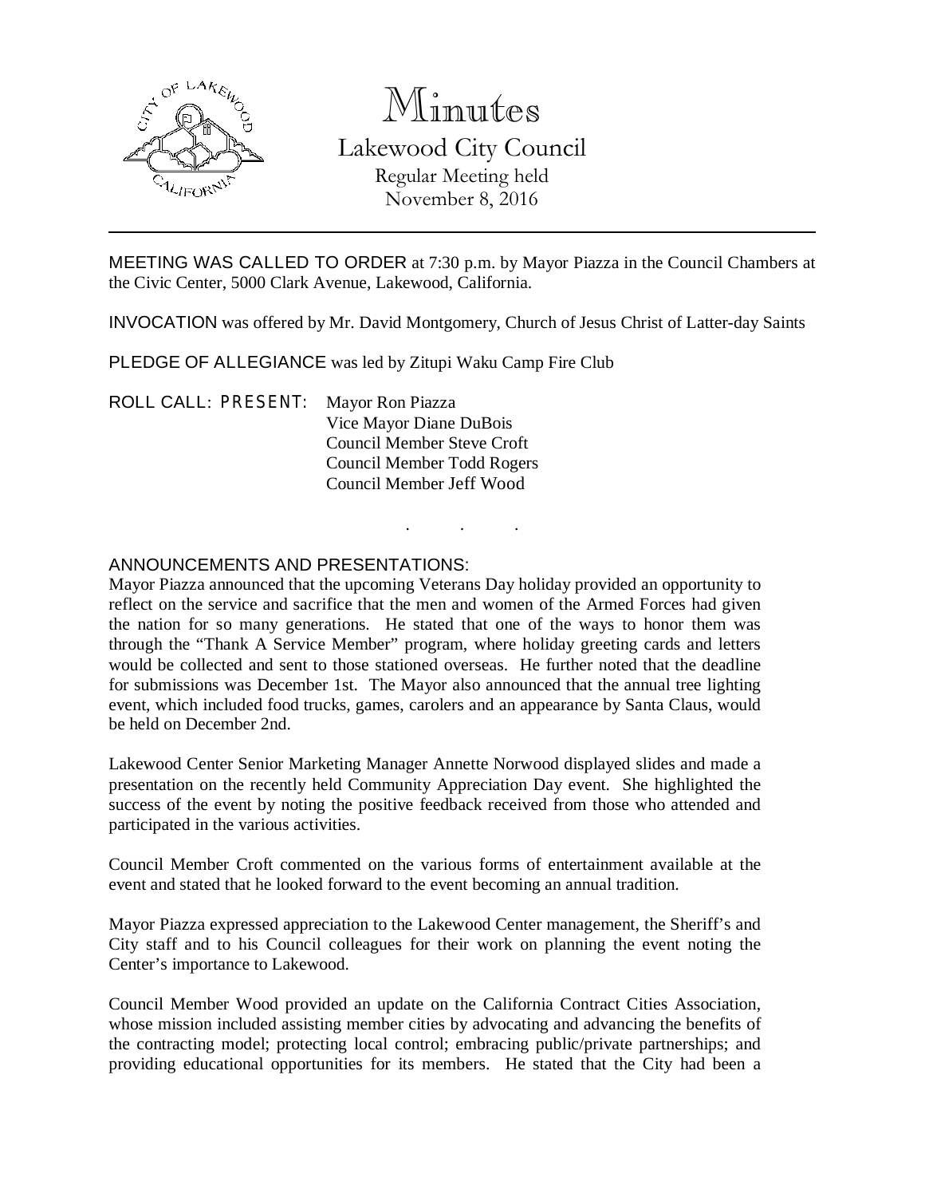# Minutes

## Lakewood City Council

Regular Meeting held
November 8, 2016

MEETING WAS CALLED TO ORDER at 7:30 p.m. by Mayor Piazza in the Council Chambers at the Civic Center, 5000 Clark Avenue, Lakewood, California.

INVOCATION was offered by Mr. David Montgomery, Church of Jesus Christ of Latter-day Saints

PLEDGE OF ALLEGIANCE was led by Zitupi Waku Camp Fire Club

ROLL CALL: PRESENT: Mayor Ron Piazza
Vice Mayor Diane DuBois
Council Member Steve Croft
Council Member Todd Rogers
Council Member Jeff Wood

. . .

ANNOUNCEMENTS AND PRESENTATIONS:

Mayor Piazza announced that the upcoming Veterans Day holiday provided an opportunity to reflect on the service and sacrifice that the men and women of the Armed Forces had given the nation for so many generations. He stated that one of the ways to honor them was through the "Thank A Service Member" program, where holiday greeting cards and letters would be collected and sent to those stationed overseas. He further noted that the deadline for submissions was December 1st. The Mayor also announced that the annual tree lighting event, which included food trucks, games, carolers and an appearance by Santa Claus, would be held on December 2nd.

Lakewood Center Senior Marketing Manager Annette Norwood displayed slides and made a presentation on the recently held Community Appreciation Day event. She highlighted the success of the event by noting the positive feedback received from those who attended and participated in the various activities.

Council Member Croft commented on the various forms of entertainment available at the event and stated that he looked forward to the event becoming an annual tradition.

Mayor Piazza expressed appreciation to the Lakewood Center management, the Sheriff's and City staff and to his Council colleagues for their work on planning the event noting the Center's importance to Lakewood.

Council Member Wood provided an update on the California Contract Cities Association, whose mission included assisting member cities by advocating and advancing the benefits of the contracting model; protecting local control; embracing public/private partnerships; and providing educational opportunities for its members. He stated that the City had been a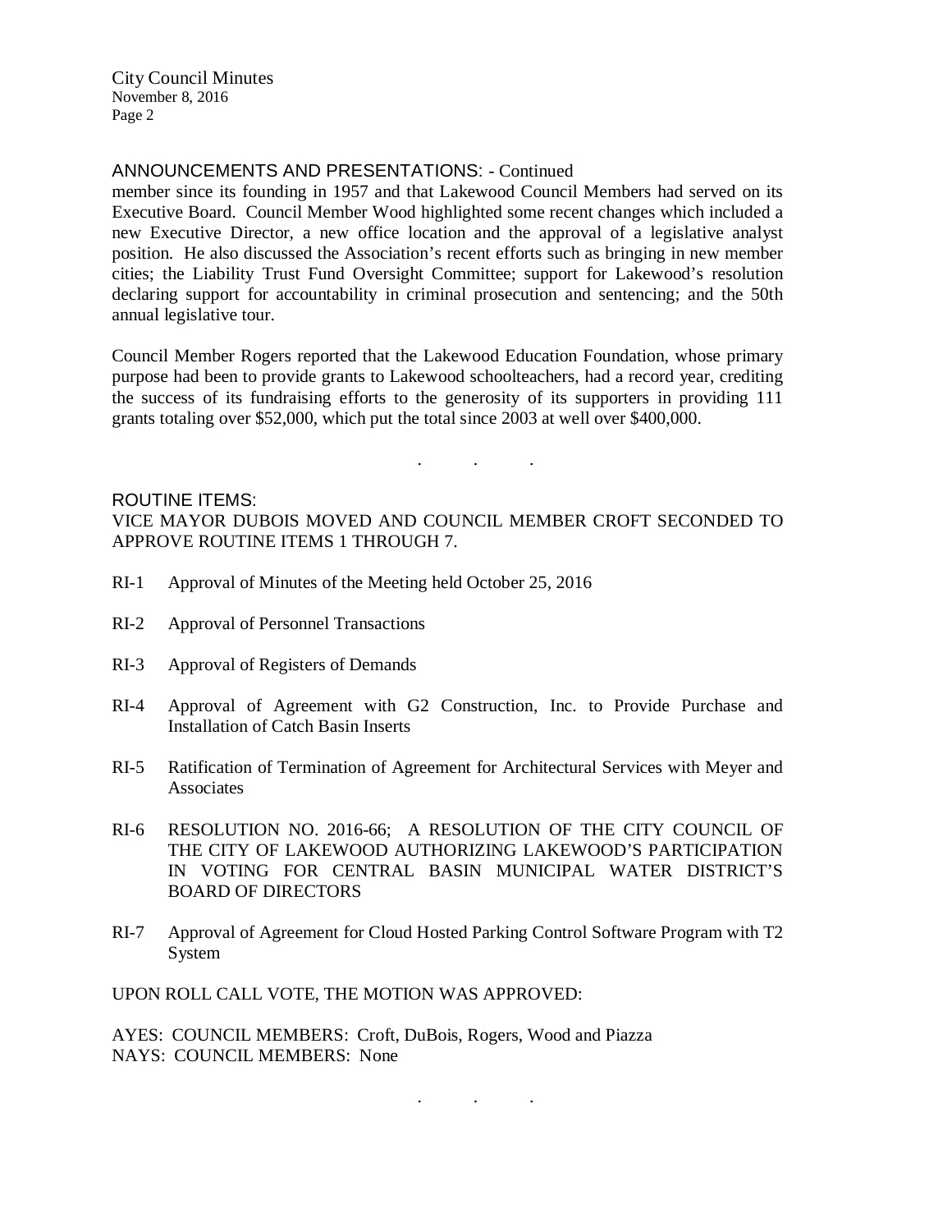## ANNOUNCEMENTS AND PRESENTATIONS: - Continued

member since its founding in 1957 and that Lakewood Council Members had served on its Executive Board. Council Member Wood highlighted some recent changes which included a new Executive Director, a new office location and the approval of a legislative analyst position. He also discussed the Association's recent efforts such as bringing in new member cities; the Liability Trust Fund Oversight Committee; support for Lakewood's resolution declaring support for accountability in criminal prosecution and sentencing; and the 50th annual legislative tour.

Council Member Rogers reported that the Lakewood Education Foundation, whose primary purpose had been to provide grants to Lakewood schoolteachers, had a record year, crediting the success of its fundraising efforts to the generosity of its supporters in providing 111 grants totaling over $52,000, which put the total since 2003 at well over $400,000.

. . .

## ROUTINE ITEMS:

VICE MAYOR DUBOIS MOVED AND COUNCIL MEMBER CROFT SECONDED TO APPROVE ROUTINE ITEMS 1 THROUGH 7.

RI-1 Approval of Minutes of the Meeting held October 25, 2016

RI-2 Approval of Personnel Transactions

RI-3 Approval of Registers of Demands

RI-4 Approval of Agreement with G2 Construction, Inc. to Provide Purchase and Installation of Catch Basin Inserts

RI-5 Ratification of Termination of Agreement for Architectural Services with Meyer and Associates

RI-6 RESOLUTION NO. 2016-66; A RESOLUTION OF THE CITY COUNCIL OF THE CITY OF LAKEWOOD AUTHORIZING LAKEWOOD'S PARTICIPATION IN VOTING FOR CENTRAL BASIN MUNICIPAL WATER DISTRICT'S BOARD OF DIRECTORS

RI-7 Approval of Agreement for Cloud Hosted Parking Control Software Program with T2 System

UPON ROLL CALL VOTE, THE MOTION WAS APPROVED:

AYES: COUNCIL MEMBERS: Croft, DuBois, Rogers, Wood and Piazza
NAYS: COUNCIL MEMBERS: None

. . .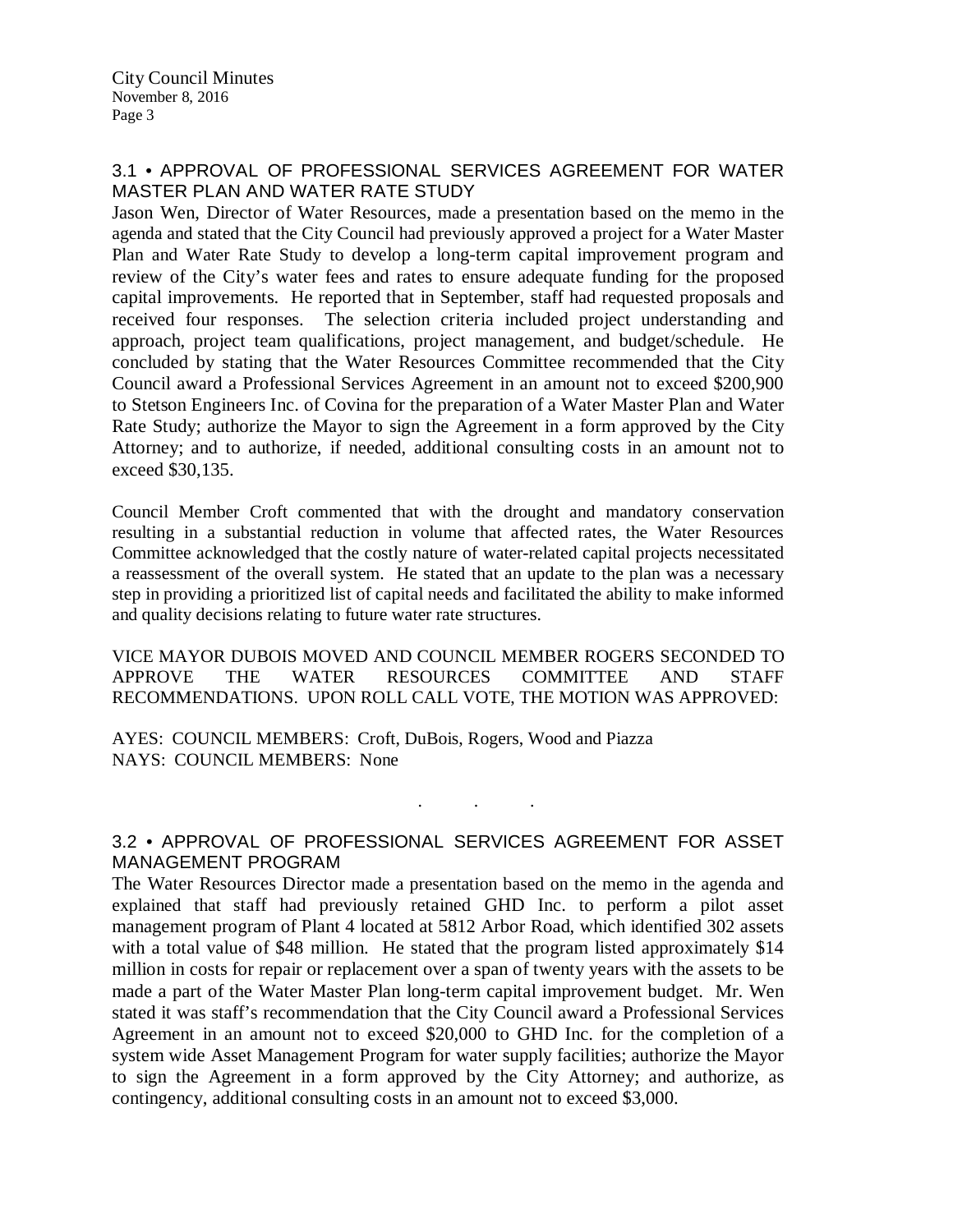## 3.1 • APPROVAL OF PROFESSIONAL SERVICES AGREEMENT FOR WATER MASTER PLAN AND WATER RATE STUDY

Jason Wen, Director of Water Resources, made a presentation based on the memo in the agenda and stated that the City Council had previously approved a project for a Water Master Plan and Water Rate Study to develop a long-term capital improvement program and review of the City's water fees and rates to ensure adequate funding for the proposed capital improvements. He reported that in September, staff had requested proposals and received four responses. The selection criteria included project understanding and approach, project team qualifications, project management, and budget/schedule. He concluded by stating that the Water Resources Committee recommended that the City Council award a Professional Services Agreement in an amount not to exceed $200,900 to Stetson Engineers Inc. of Covina for the preparation of a Water Master Plan and Water Rate Study; authorize the Mayor to sign the Agreement in a form approved by the City Attorney; and to authorize, if needed, additional consulting costs in an amount not to exceed $30,135.

Council Member Croft commented that with the drought and mandatory conservation resulting in a substantial reduction in volume that affected rates, the Water Resources Committee acknowledged that the costly nature of water-related capital projects necessitated a reassessment of the overall system. He stated that an update to the plan was a necessary step in providing a prioritized list of capital needs and facilitated the ability to make informed and quality decisions relating to future water rate structures.

VICE MAYOR DUBOIS MOVED AND COUNCIL MEMBER ROGERS SECONDED TO APPROVE THE WATER RESOURCES COMMITTEE AND STAFF RECOMMENDATIONS. UPON ROLL CALL VOTE, THE MOTION WAS APPROVED:

AYES: COUNCIL MEMBERS: Croft, DuBois, Rogers, Wood and Piazza
NAYS: COUNCIL MEMBERS: None

. . .

## 3.2 • APPROVAL OF PROFESSIONAL SERVICES AGREEMENT FOR ASSET MANAGEMENT PROGRAM

The Water Resources Director made a presentation based on the memo in the agenda and explained that staff had previously retained GHD Inc. to perform a pilot asset management program of Plant 4 located at 5812 Arbor Road, which identified 302 assets with a total value of $48 million. He stated that the program listed approximately $14 million in costs for repair or replacement over a span of twenty years with the assets to be made a part of the Water Master Plan long-term capital improvement budget. Mr. Wen stated it was staff's recommendation that the City Council award a Professional Services Agreement in an amount not to exceed $20,000 to GHD Inc. for the completion of a system wide Asset Management Program for water supply facilities; authorize the Mayor to sign the Agreement in a form approved by the City Attorney; and authorize, as contingency, additional consulting costs in an amount not to exceed $3,000.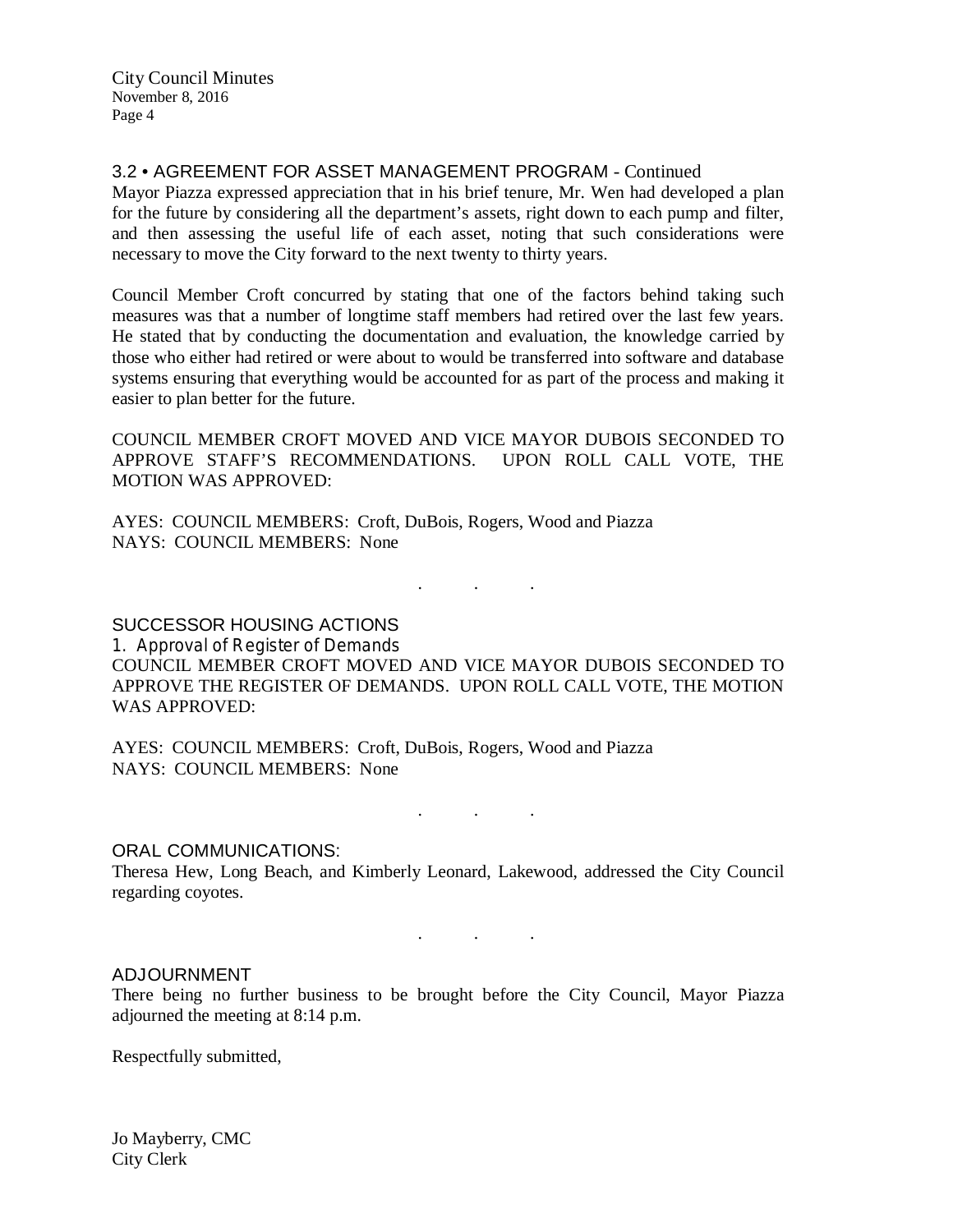## 3.2 • AGREEMENT FOR ASSET MANAGEMENT PROGRAM - Continued

Mayor Piazza expressed appreciation that in his brief tenure, Mr. Wen had developed a plan for the future by considering all the department's assets, right down to each pump and filter, and then assessing the useful life of each asset, noting that such considerations were necessary to move the City forward to the next twenty to thirty years.

Council Member Croft concurred by stating that one of the factors behind taking such measures was that a number of longtime staff members had retired over the last few years. He stated that by conducting the documentation and evaluation, the knowledge carried by those who either had retired or were about to would be transferred into software and database systems ensuring that everything would be accounted for as part of the process and making it easier to plan better for the future.

COUNCIL MEMBER CROFT MOVED AND VICE MAYOR DUBOIS SECONDED TO APPROVE STAFF'S RECOMMENDATIONS. UPON ROLL CALL VOTE, THE MOTION WAS APPROVED:

AYES: COUNCIL MEMBERS: Croft, DuBois, Rogers, Wood and Piazza
NAYS: COUNCIL MEMBERS: None

. . .

## SUCCESSOR HOUSING ACTIONS

*1. Approval of Register of Demands*

COUNCIL MEMBER CROFT MOVED AND VICE MAYOR DUBOIS SECONDED TO APPROVE THE REGISTER OF DEMANDS. UPON ROLL CALL VOTE, THE MOTION WAS APPROVED:

AYES: COUNCIL MEMBERS: Croft, DuBois, Rogers, Wood and Piazza
NAYS: COUNCIL MEMBERS: None

. . .

## ORAL COMMUNICATIONS:

Theresa Hew, Long Beach, and Kimberly Leonard, Lakewood, addressed the City Council regarding coyotes.

. . .

## ADJOURNMENT

There being no further business to be brought before the City Council, Mayor Piazza adjourned the meeting at 8:14 p.m.

Respectfully submitted,

Jo Mayberry, CMC
City Clerk